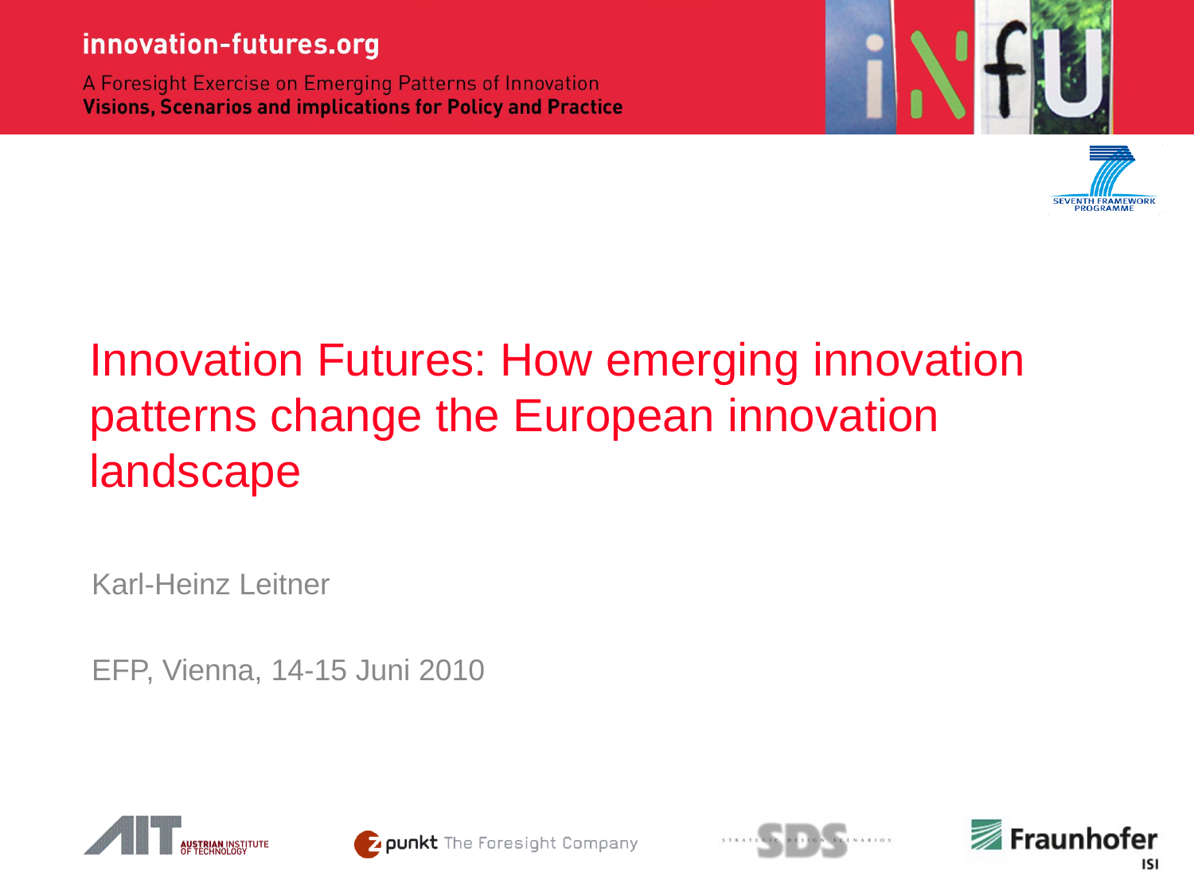**innovation-futures.org**

A Foresight Exercise on Emerging Patterns of Innovation
**Visions, Scenarios and implications for Policy and Practice**

# Innovation Futures: How emerging innovation patterns change the European innovation landscape

Karl-Heinz Leitner

EFP, Vienna, 14-15 Juni 2010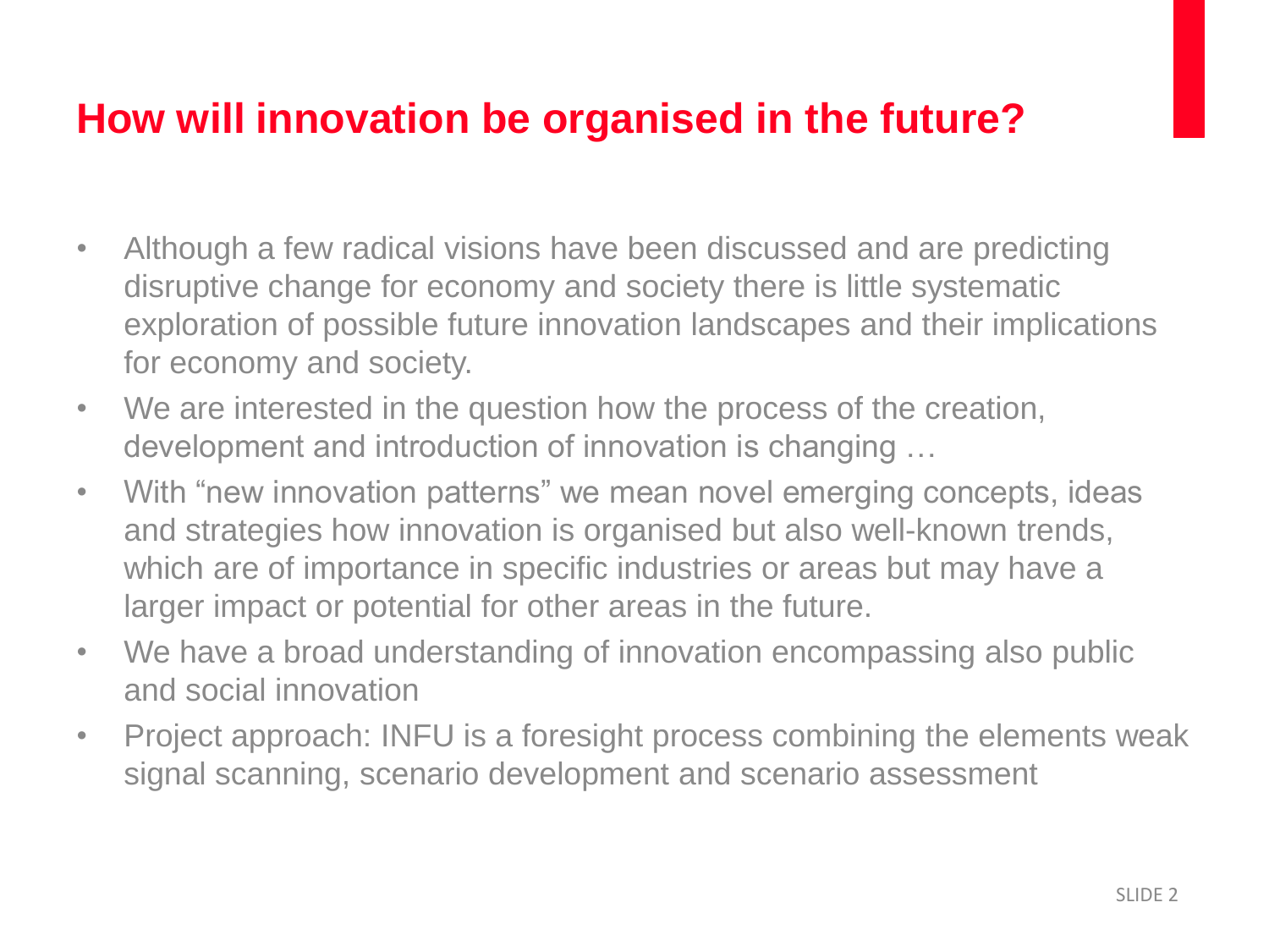# How will innovation be organised in the future?

- Although a few radical visions have been discussed and are predicting disruptive change for economy and society there is little systematic exploration of possible future innovation landscapes and their implications for economy and society.
- We are interested in the question how the process of the creation, development and introduction of innovation is changing …
- With "new innovation patterns" we mean novel emerging concepts, ideas and strategies how innovation is organised but also well-known trends, which are of importance in specific industries or areas but may have a larger impact or potential for other areas in the future.
- We have a broad understanding of innovation encompassing also public and social innovation
- Project approach: INFU is a foresight process combining the elements weak signal scanning, scenario development and scenario assessment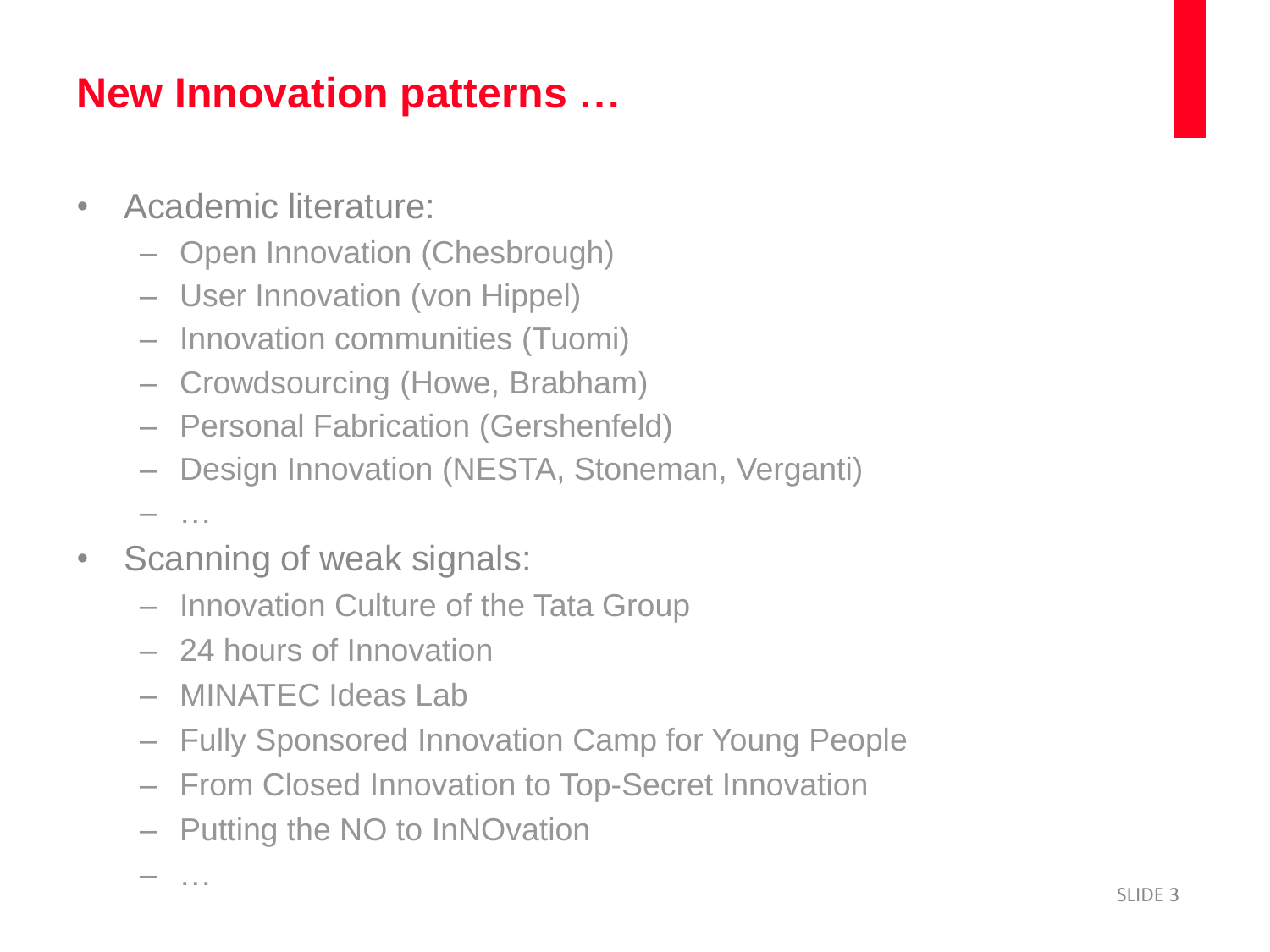## New Innovation patterns …

- Academic literature:
  - Open Innovation (Chesbrough)
  - User Innovation (von Hippel)
  - Innovation communities (Tuomi)
  - Crowdsourcing (Howe, Brabham)
  - Personal Fabrication (Gershenfeld)
  - Design Innovation (NESTA, Stoneman, Verganti)
  - …
- Scanning of weak signals:
  - Innovation Culture of the Tata Group
  - 24 hours of Innovation
  - MINATEC Ideas Lab
  - Fully Sponsored Innovation Camp for Young People
  - From Closed Innovation to Top-Secret Innovation
  - Putting the NO to InNOvation
  - …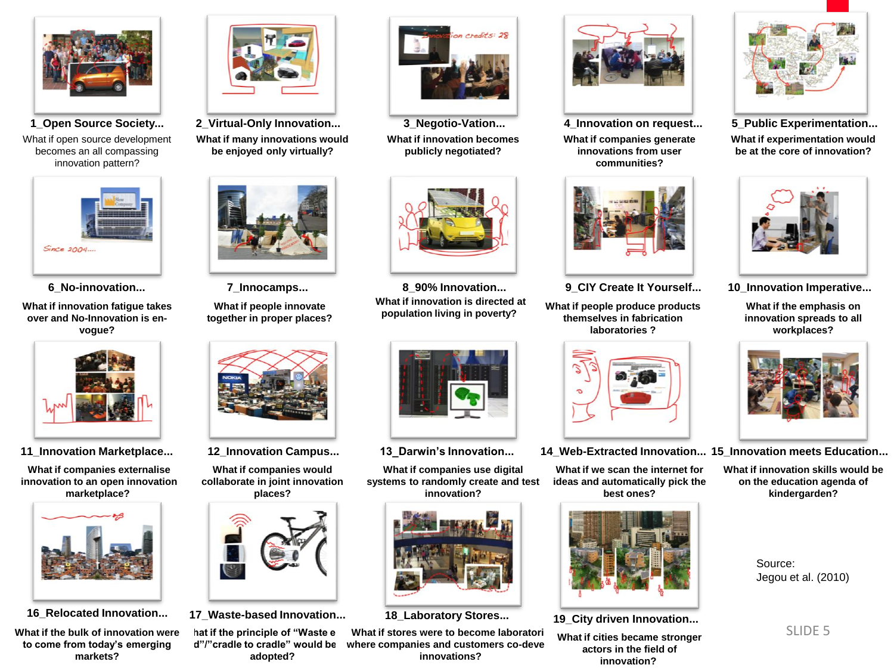**1_Open Source Society...**
What if open source development becomes an all compassing innovation pattern?

**2_Virtual-Only Innovation...**
**What if many innovations would be enjoyed only virtually?**

**3_Negotio-Vation...**
**What if innovation becomes publicly negotiated?**

**4_Innovation on request...**
**What if companies generate innovations from user communities?**

**5_Public Experimentation...**
**What if experimentation would be at the core of innovation?**

**6_No-innovation...**
**What if innovation fatigue takes over and No-Innovation is en-vogue?**

**7_Innocamps...**
**What if people innovate together in proper places?**

**8_90% Innovation...**
**What if innovation is directed at population living in poverty?**

**9_CIY Create It Yourself...**
**What if people produce products themselves in fabrication laboratories ?**

**10_Innovation Imperative...**
**What if the emphasis on innovation spreads to all workplaces?**

**11_Innovation Marketplace...**
**What if companies externalise innovation to an open innovation marketplace?**

**12_Innovation Campus...**
**What if companies would collaborate in joint innovation places?**

**13_Darwin's Innovation...**
**What if companies use digital systems to randomly create and test innovation?**

**14_Web-Extracted Innovation...**
**What if we scan the internet for ideas and automatically pick the best ones?**

**15_Innovation meets Education...**
**What if innovation skills would be on the education agenda of kindergarden?**

**16_Relocated Innovation...**
**What if the bulk of innovation were to come from today's emerging markets?**

**17_Waste-based Innovation...**
**hat if the principle of "Waste e d"/"cradle to cradle" would be adopted?**

**18_Laboratory Stores...**
**What if stores were to become laboratori where companies and customers co-deve innovations?**

**19_City driven Innovation...**
**What if cities became stronger actors in the field of innovation?**

Source:
Jegou et al. (2010)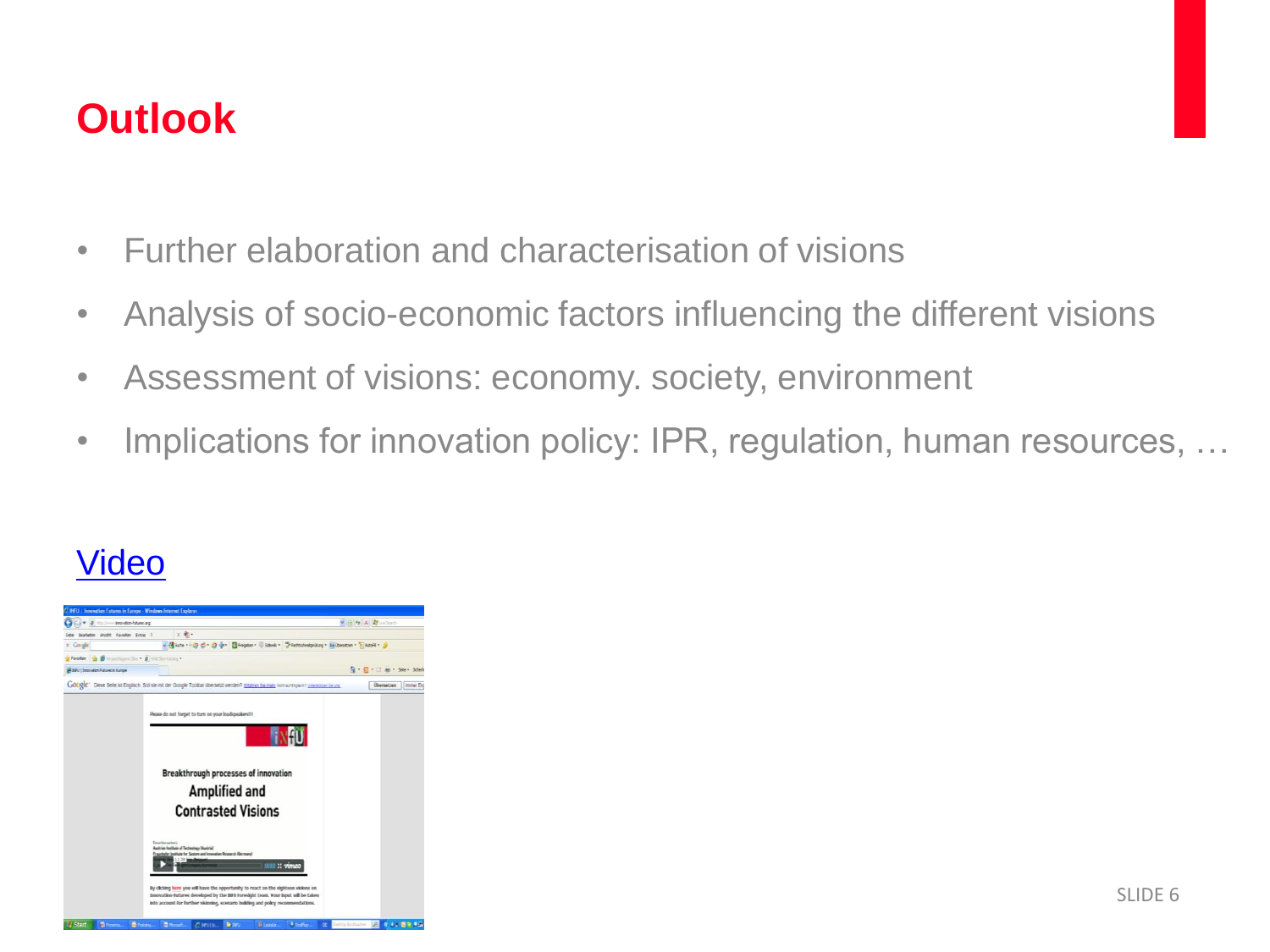# Outlook

- Further elaboration and characterisation of visions
- Analysis of socio-economic factors influencing the different visions
- Assessment of visions: economy. society, environment
- Implications for innovation policy: IPR, regulation, human resources, …

Video